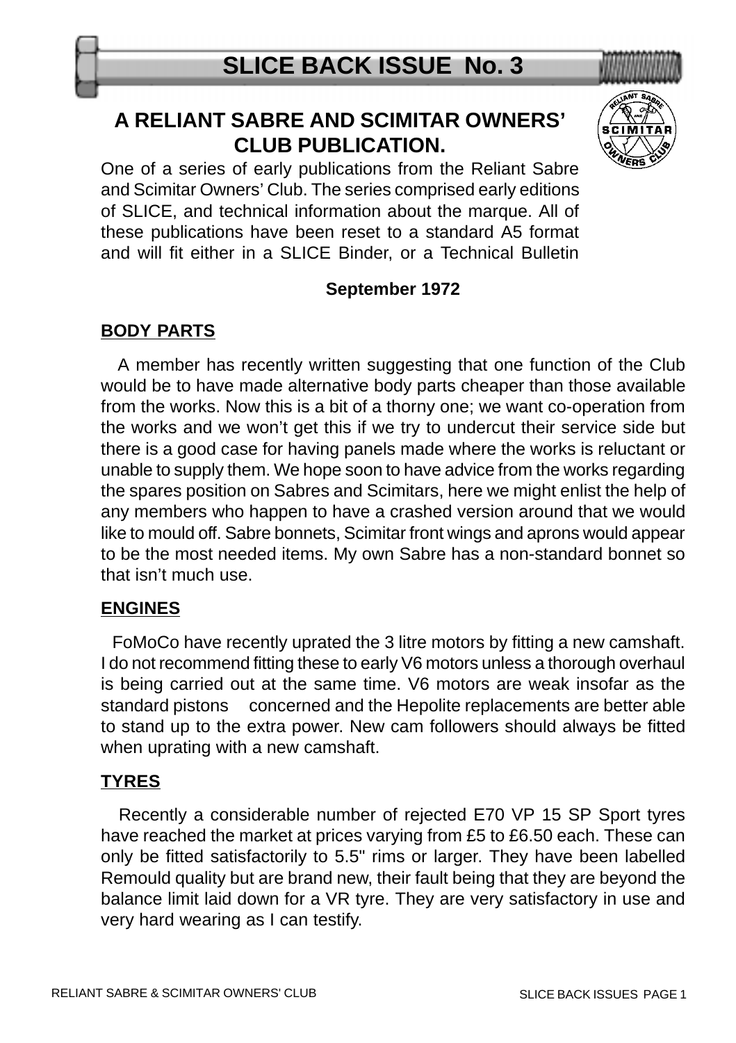# SLICE BACK ISSUE No. 3

## A RELIANT SABRE AND SCIMITAR OWNERS' CLUB PUBLICATION.

One of a series of early publications from the Reliant Sabre and Scimitar Owners' Club. The series comprised early editions of SLICE, and technical information about the marque. All of these publications have been reset to a standard A5 format and will fit either in a SLICE Binder, or a Technical Bulletin

**September 1972**

### BODY PARTS

A member has recently written suggesting that one function of the Club would be to have made alternative body parts cheaper than those available from the works. Now this is a bit of a thorny one; we want co-operation from the works and we won't get this if we try to undercut their service side but there is a good case for having panels made where the works is reluctant or unable to supply them. We hope soon to have advice from the works regarding the spares position on Sabres and Scimitars, here we might enlist the help of any members who happen to have a crashed version around that we would like to mould off. Sabre bonnets, Scimitar front wings and aprons would appear to be the most needed items. My own Sabre has a non-standard bonnet so that isn't much use.

### ENGINES

FoMoCo have recently uprated the 3 litre motors by fitting a new camshaft. I do not recommend fitting these to early V6 motors unless a thorough overhaul is being carried out at the same time. V6 motors are weak insofar as the standard pistons concerned and the Hepolite replacements are better able to stand up to the extra power. New cam followers should always be fitted when uprating with a new camshaft.

### TYRES

Recently a considerable number of rejected E70 VP 15 SP Sport tyres have reached the market at prices varying from £5 to £6.50 each. These can only be fitted satisfactorily to 5.5" rims or larger. They have been labelled Remould quality but are brand new, their fault being that they are beyond the balance limit laid down for a VR tyre. They are very satisfactory in use and very hard wearing as I can testify.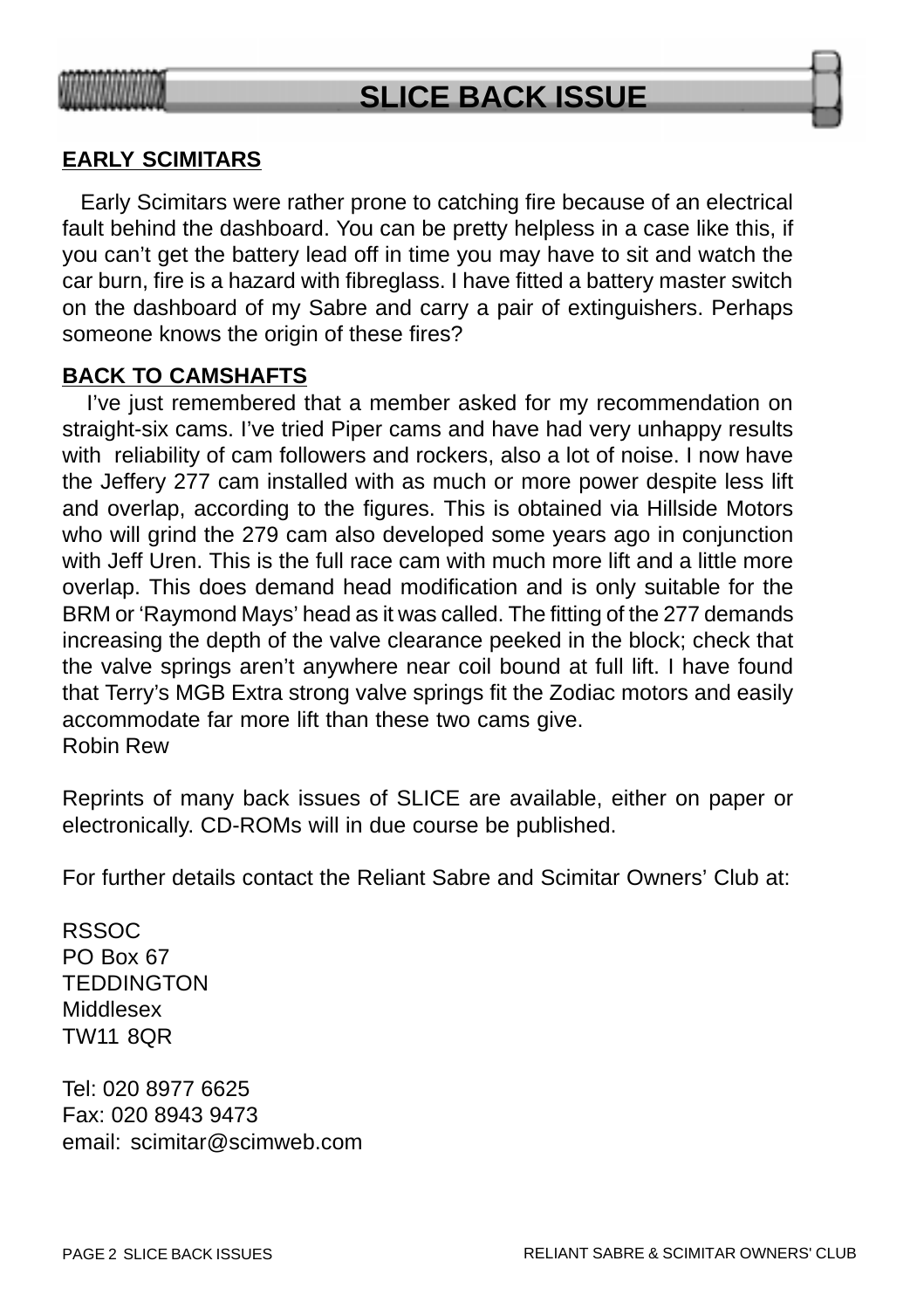# SLICE BACK ISSUE

## EARLY SCIMITARS

Early Scimitars were rather prone to catching fire because of an electrical fault behind the dashboard. You can be pretty helpless in a case like this, if you can't get the battery lead off in time you may have to sit and watch the car burn, fire is a hazard with fibreglass. I have fitted a battery master switch on the dashboard of my Sabre and carry a pair of extinguishers. Perhaps someone knows the origin of these fires?

## BACK TO CAMSHAFTS

I've just remembered that a member asked for my recommendation on straight-six cams. I've tried Piper cams and have had very unhappy results with reliability of cam followers and rockers, also a lot of noise. I now have the Jeffery 277 cam installed with as much or more power despite less lift and overlap, according to the figures. This is obtained via Hillside Motors who will grind the 279 cam also developed some years ago in conjunction with Jeff Uren. This is the full race cam with much more lift and a little more overlap. This does demand head modification and is only suitable for the BRM or 'Raymond Mays' head as it was called. The fitting of the 277 demands increasing the depth of the valve clearance peeked in the block; check that the valve springs aren't anywhere near coil bound at full lift. I have found that Terry's MGB Extra strong valve springs fit the Zodiac motors and easily accommodate far more lift than these two cams give.
Robin Rew

Reprints of many back issues of SLICE are available, either on paper or electronically. CD-ROMs will in due course be published.

For further details contact the Reliant Sabre and Scimitar Owners' Club at:

RSSOC
PO Box 67
TEDDINGTON
Middlesex
TW11 8QR

Tel: 020 8977 6625
Fax: 020 8943 9473
email: scimitar@scimweb.com